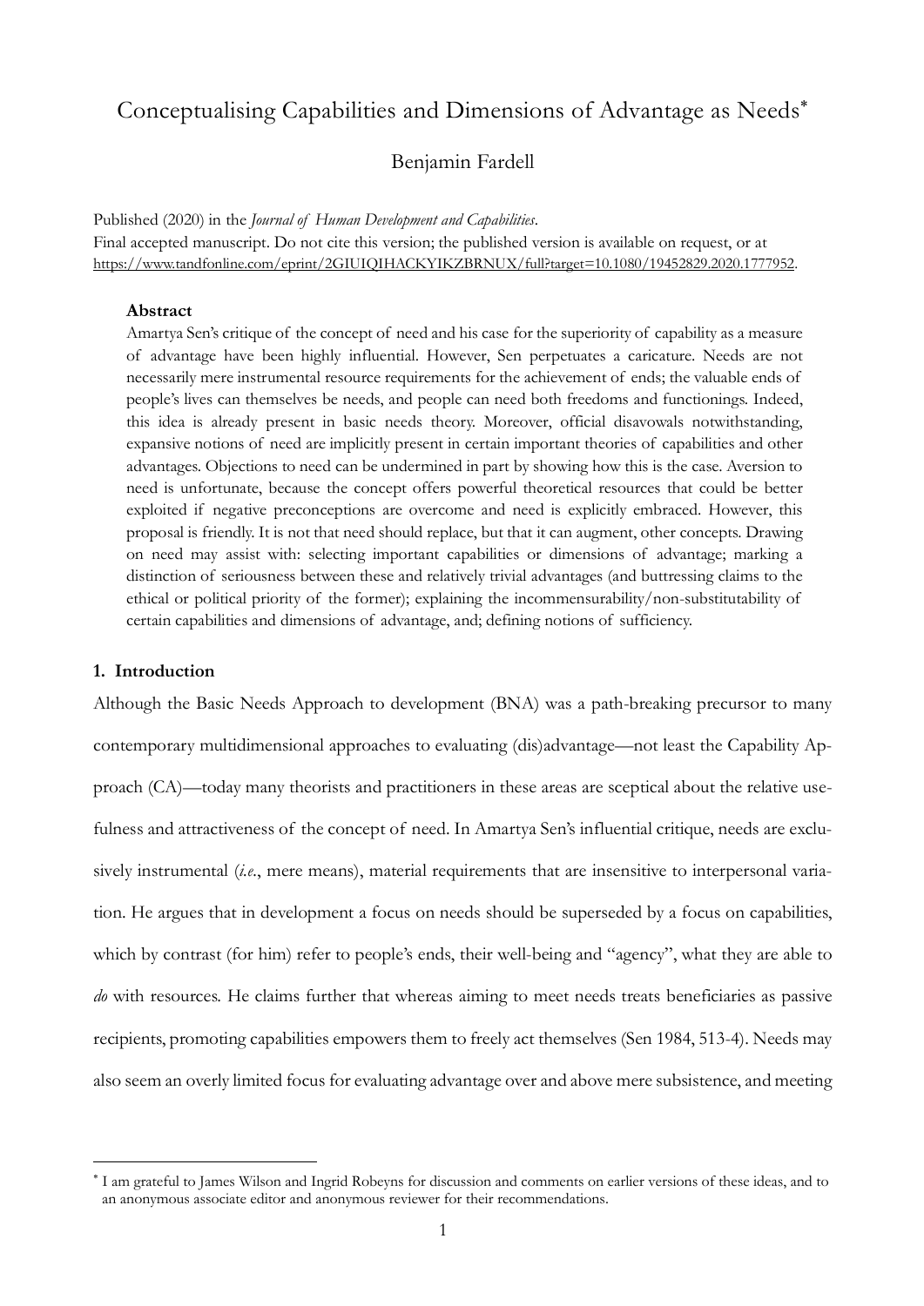# Conceptualising Capabilities and Dimensions of Advantage as Needs*

Benjamin Fardell

Published (2020) in the *Journal of Human Development and Capabilities*.
Final accepted manuscript. Do not cite this version; the published version is available on request, or at https://www.tandfonline.com/eprint/2GIUIQIHACKYIKZBRNUX/full?target=10.1080/19452829.2020.1777952.

**Abstract**

Amartya Sen's critique of the concept of need and his case for the superiority of capability as a measure of advantage have been highly influential. However, Sen perpetuates a caricature. Needs are not necessarily mere instrumental resource requirements for the achievement of ends; the valuable ends of people's lives can themselves be needs, and people can need both freedoms and functionings. Indeed, this idea is already present in basic needs theory. Moreover, official disavowals notwithstanding, expansive notions of need are implicitly present in certain important theories of capabilities and other advantages. Objections to need can be undermined in part by showing how this is the case. Aversion to need is unfortunate, because the concept offers powerful theoretical resources that could be better exploited if negative preconceptions are overcome and need is explicitly embraced. However, this proposal is friendly. It is not that need should replace, but that it can augment, other concepts. Drawing on need may assist with: selecting important capabilities or dimensions of advantage; marking a distinction of seriousness between these and relatively trivial advantages (and buttressing claims to the ethical or political priority of the former); explaining the incommensurability/non-substitutability of certain capabilities and dimensions of advantage, and; defining notions of sufficiency.

## 1. Introduction

Although the Basic Needs Approach to development (BNA) was a path-breaking precursor to many contemporary multidimensional approaches to evaluating (dis)advantage—not least the Capability Approach (CA)—today many theorists and practitioners in these areas are sceptical about the relative usefulness and attractiveness of the concept of need. In Amartya Sen's influential critique, needs are exclusively instrumental (*i.e.*, mere means), material requirements that are insensitive to interpersonal variation. He argues that in development a focus on needs should be superseded by a focus on capabilities, which by contrast (for him) refer to people's ends, their well-being and "agency", what they are able to *do* with resources. He claims further that whereas aiming to meet needs treats beneficiaries as passive recipients, promoting capabilities empowers them to freely act themselves (Sen 1984, 513-4). Needs may also seem an overly limited focus for evaluating advantage over and above mere subsistence, and meeting

* I am grateful to James Wilson and Ingrid Robeyns for discussion and comments on earlier versions of these ideas, and to an anonymous associate editor and anonymous reviewer for their recommendations.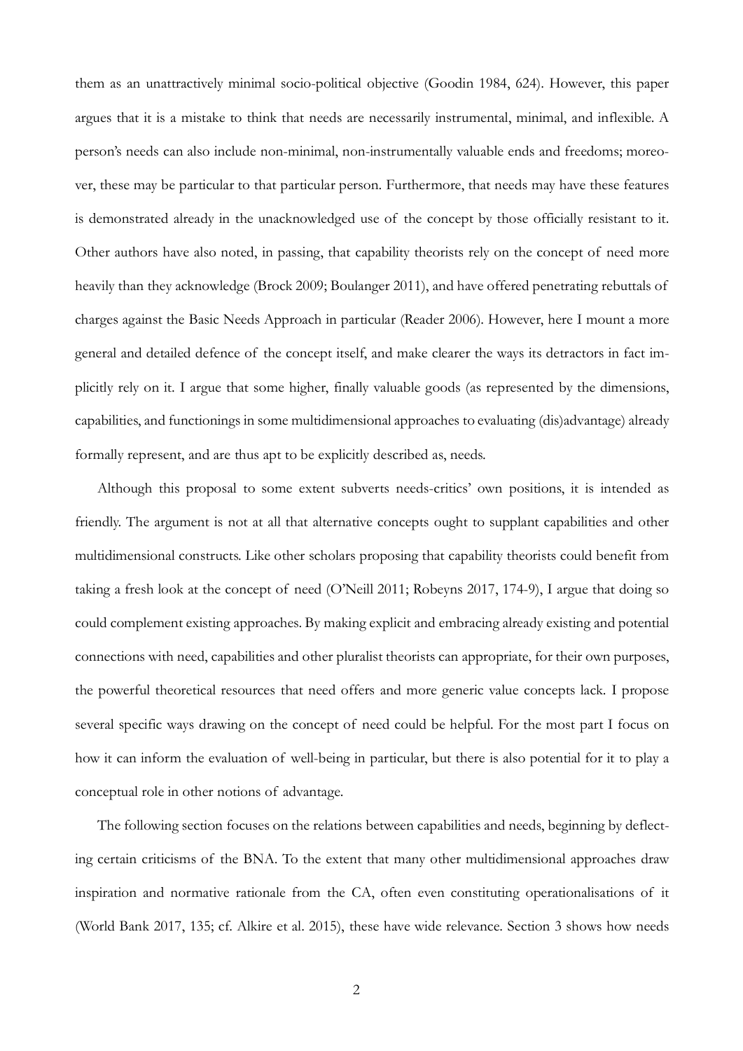them as an unattractively minimal socio-political objective (Goodin 1984, 624). However, this paper argues that it is a mistake to think that needs are necessarily instrumental, minimal, and inflexible. A person's needs can also include non-minimal, non-instrumentally valuable ends and freedoms; moreover, these may be particular to that particular person. Furthermore, that needs may have these features is demonstrated already in the unacknowledged use of the concept by those officially resistant to it. Other authors have also noted, in passing, that capability theorists rely on the concept of need more heavily than they acknowledge (Brock 2009; Boulanger 2011), and have offered penetrating rebuttals of charges against the Basic Needs Approach in particular (Reader 2006). However, here I mount a more general and detailed defence of the concept itself, and make clearer the ways its detractors in fact implicitly rely on it. I argue that some higher, finally valuable goods (as represented by the dimensions, capabilities, and functionings in some multidimensional approaches to evaluating (dis)advantage) already formally represent, and are thus apt to be explicitly described as, needs.

Although this proposal to some extent subverts needs-critics' own positions, it is intended as friendly. The argument is not at all that alternative concepts ought to supplant capabilities and other multidimensional constructs. Like other scholars proposing that capability theorists could benefit from taking a fresh look at the concept of need (O'Neill 2011; Robeyns 2017, 174-9), I argue that doing so could complement existing approaches. By making explicit and embracing already existing and potential connections with need, capabilities and other pluralist theorists can appropriate, for their own purposes, the powerful theoretical resources that need offers and more generic value concepts lack. I propose several specific ways drawing on the concept of need could be helpful. For the most part I focus on how it can inform the evaluation of well-being in particular, but there is also potential for it to play a conceptual role in other notions of advantage.

The following section focuses on the relations between capabilities and needs, beginning by deflecting certain criticisms of the BNA. To the extent that many other multidimensional approaches draw inspiration and normative rationale from the CA, often even constituting operationalisations of it (World Bank 2017, 135; cf. Alkire et al. 2015), these have wide relevance. Section 3 shows how needs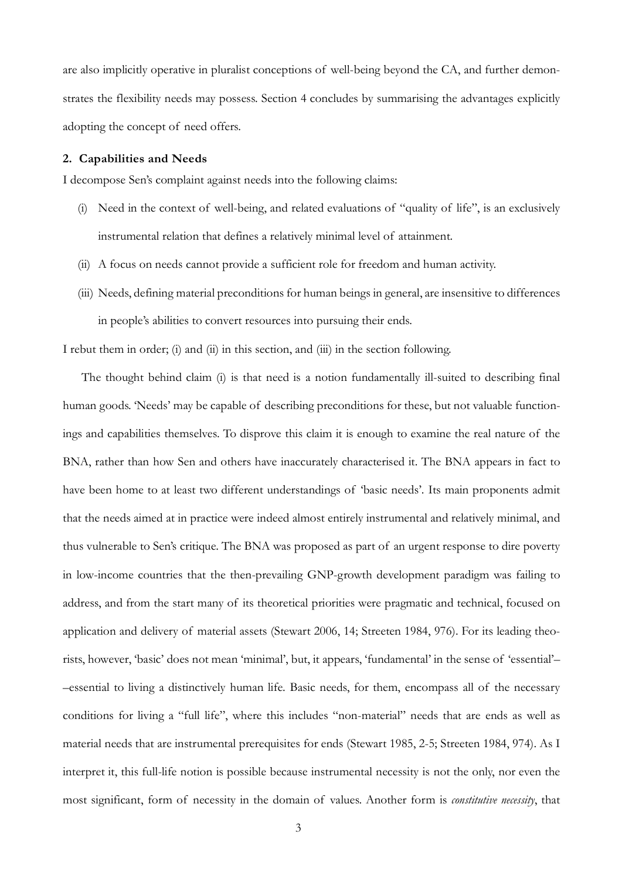are also implicitly operative in pluralist conceptions of well-being beyond the CA, and further demonstrates the flexibility needs may possess. Section 4 concludes by summarising the advantages explicitly adopting the concept of need offers.

## 2. Capabilities and Needs

I decompose Sen's complaint against needs into the following claims:

(i) Need in the context of well-being, and related evaluations of "quality of life", is an exclusively instrumental relation that defines a relatively minimal level of attainment.

(ii) A focus on needs cannot provide a sufficient role for freedom and human activity.

(iii) Needs, defining material preconditions for human beings in general, are insensitive to differences in people's abilities to convert resources into pursuing their ends.

I rebut them in order; (i) and (ii) in this section, and (iii) in the section following.

The thought behind claim (i) is that need is a notion fundamentally ill-suited to describing final human goods. 'Needs' may be capable of describing preconditions for these, but not valuable functionings and capabilities themselves. To disprove this claim it is enough to examine the real nature of the BNA, rather than how Sen and others have inaccurately characterised it. The BNA appears in fact to have been home to at least two different understandings of 'basic needs'. Its main proponents admit that the needs aimed at in practice were indeed almost entirely instrumental and relatively minimal, and thus vulnerable to Sen's critique. The BNA was proposed as part of an urgent response to dire poverty in low-income countries that the then-prevailing GNP-growth development paradigm was failing to address, and from the start many of its theoretical priorities were pragmatic and technical, focused on application and delivery of material assets (Stewart 2006, 14; Streeten 1984, 976). For its leading theorists, however, 'basic' does not mean 'minimal', but, it appears, 'fundamental' in the sense of 'essential'––essential to living a distinctively human life. Basic needs, for them, encompass all of the necessary conditions for living a "full life", where this includes "non-material" needs that are ends as well as material needs that are instrumental prerequisites for ends (Stewart 1985, 2-5; Streeten 1984, 974). As I interpret it, this full-life notion is possible because instrumental necessity is not the only, nor even the most significant, form of necessity in the domain of values. Another form is *constitutive necessity*, that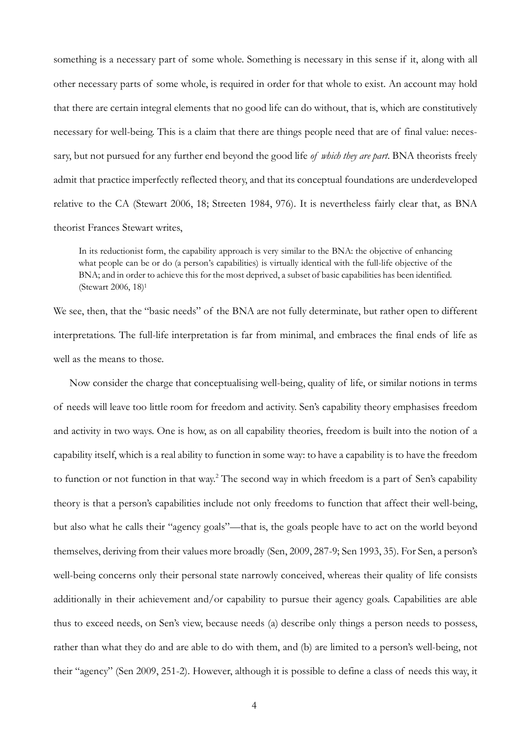something is a necessary part of some whole. Something is necessary in this sense if it, along with all other necessary parts of some whole, is required in order for that whole to exist. An account may hold that there are certain integral elements that no good life can do without, that is, which are constitutively necessary for well-being. This is a claim that there are things people need that are of final value: necessary, but not pursued for any further end beyond the good life *of which they are part*. BNA theorists freely admit that practice imperfectly reflected theory, and that its conceptual foundations are underdeveloped relative to the CA (Stewart 2006, 18; Streeten 1984, 976). It is nevertheless fairly clear that, as BNA theorist Frances Stewart writes,

> In its reductionist form, the capability approach is very similar to the BNA: the objective of enhancing what people can be or do (a person's capabilities) is virtually identical with the full-life objective of the BNA; and in order to achieve this for the most deprived, a subset of basic capabilities has been identified. (Stewart 2006, 18)[1]

We see, then, that the "basic needs" of the BNA are not fully determinate, but rather open to different interpretations. The full-life interpretation is far from minimal, and embraces the final ends of life as well as the means to those.

Now consider the charge that conceptualising well-being, quality of life, or similar notions in terms of needs will leave too little room for freedom and activity. Sen's capability theory emphasises freedom and activity in two ways. One is how, as on all capability theories, freedom is built into the notion of a capability itself, which is a real ability to function in some way: to have a capability is to have the freedom to function or not function in that way.[2] The second way in which freedom is a part of Sen's capability theory is that a person's capabilities include not only freedoms to function that affect their well-being, but also what he calls their "agency goals"—that is, the goals people have to act on the world beyond themselves, deriving from their values more broadly (Sen, 2009, 287-9; Sen 1993, 35). For Sen, a person's well-being concerns only their personal state narrowly conceived, whereas their quality of life consists additionally in their achievement and/or capability to pursue their agency goals. Capabilities are able thus to exceed needs, on Sen's view, because needs (a) describe only things a person needs to possess, rather than what they do and are able to do with them, and (b) are limited to a person's well-being, not their "agency" (Sen 2009, 251-2). However, although it is possible to define a class of needs this way, it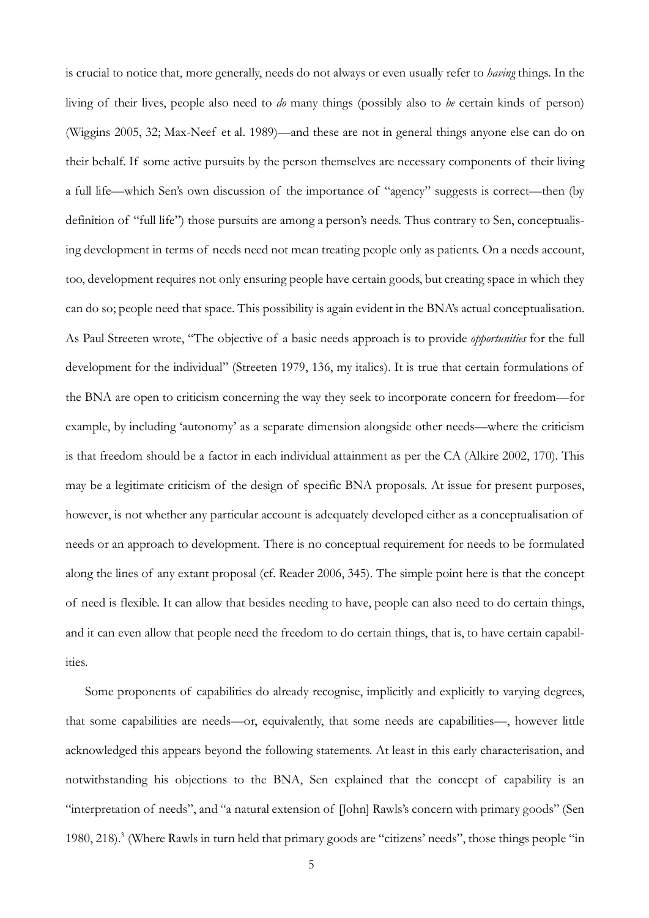is crucial to notice that, more generally, needs do not always or even usually refer to *having* things. In the living of their lives, people also need to *do* many things (possibly also to *be* certain kinds of person) (Wiggins 2005, 32; Max-Neef et al. 1989)—and these are not in general things anyone else can do on their behalf. If some active pursuits by the person themselves are necessary components of their living a full life—which Sen's own discussion of the importance of "agency" suggests is correct—then (by definition of "full life") those pursuits are among a person's needs. Thus contrary to Sen, conceptualising development in terms of needs need not mean treating people only as patients. On a needs account, too, development requires not only ensuring people have certain goods, but creating space in which they can do so; people need that space. This possibility is again evident in the BNA's actual conceptualisation. As Paul Streeten wrote, "The objective of a basic needs approach is to provide *opportunities* for the full development for the individual" (Streeten 1979, 136, my italics). It is true that certain formulations of the BNA are open to criticism concerning the way they seek to incorporate concern for freedom—for example, by including 'autonomy' as a separate dimension alongside other needs—where the criticism is that freedom should be a factor in each individual attainment as per the CA (Alkire 2002, 170). This may be a legitimate criticism of the design of specific BNA proposals. At issue for present purposes, however, is not whether any particular account is adequately developed either as a conceptualisation of needs or an approach to development. There is no conceptual requirement for needs to be formulated along the lines of any extant proposal (cf. Reader 2006, 345). The simple point here is that the concept of need is flexible. It can allow that besides needing to have, people can also need to do certain things, and it can even allow that people need the freedom to do certain things, that is, to have certain capabilities.

Some proponents of capabilities do already recognise, implicitly and explicitly to varying degrees, that some capabilities are needs—or, equivalently, that some needs are capabilities—, however little acknowledged this appears beyond the following statements. At least in this early characterisation, and notwithstanding his objections to the BNA, Sen explained that the concept of capability is an "interpretation of needs", and "a natural extension of [John] Rawls's concern with primary goods" (Sen 1980, 218).[3] (Where Rawls in turn held that primary goods are "citizens' needs", those things people "in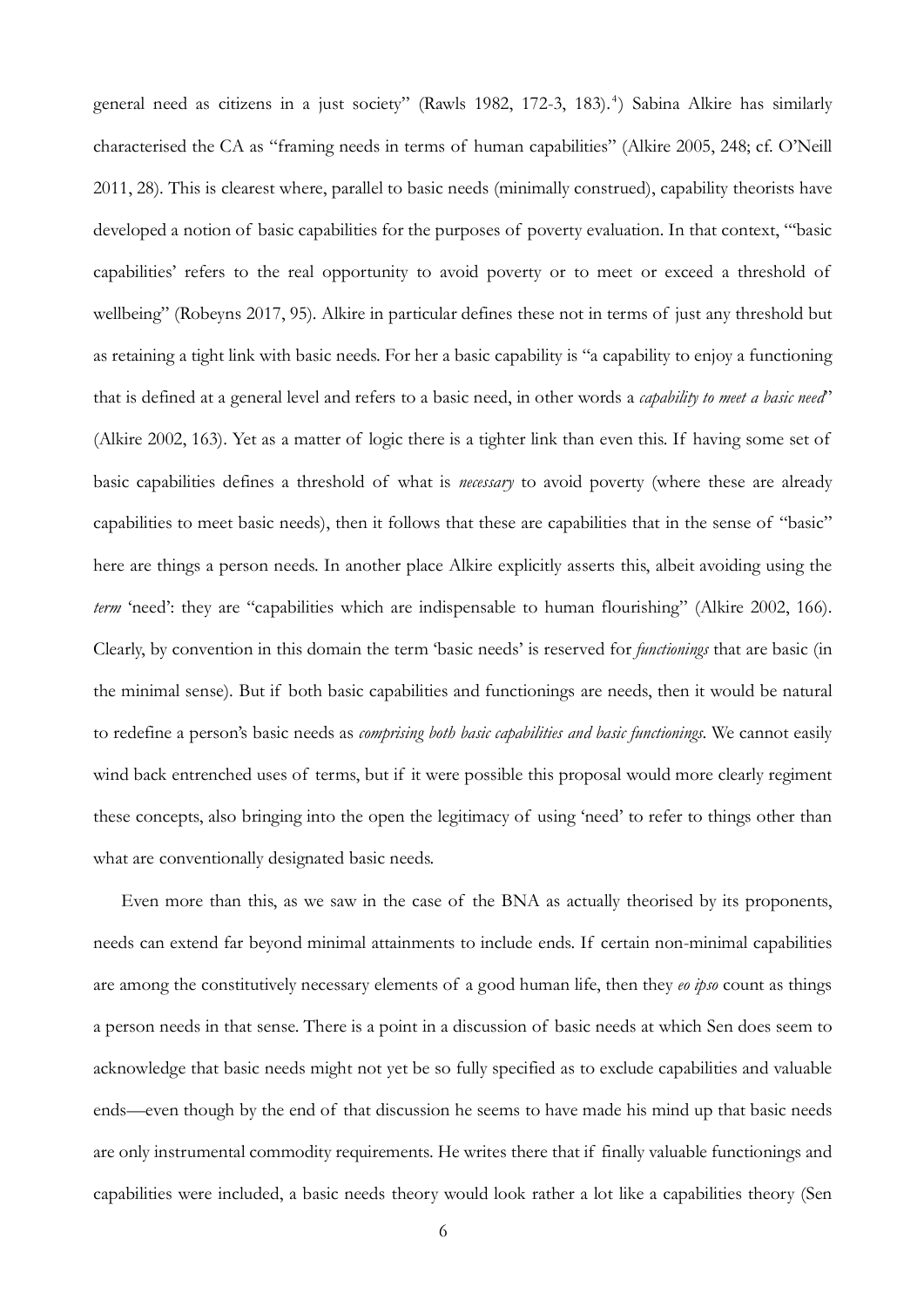general need as citizens in a just society" (Rawls 1982, 172-3, 183).[4]) Sabina Alkire has similarly characterised the CA as "framing needs in terms of human capabilities" (Alkire 2005, 248; cf. O'Neill 2011, 28). This is clearest where, parallel to basic needs (minimally construed), capability theorists have developed a notion of basic capabilities for the purposes of poverty evaluation. In that context, "'basic capabilities' refers to the real opportunity to avoid poverty or to meet or exceed a threshold of wellbeing" (Robeyns 2017, 95). Alkire in particular defines these not in terms of just any threshold but as retaining a tight link with basic needs. For her a basic capability is "a capability to enjoy a functioning that is defined at a general level and refers to a basic need, in other words a *capability to meet a basic need*" (Alkire 2002, 163). Yet as a matter of logic there is a tighter link than even this. If having some set of basic capabilities defines a threshold of what is *necessary* to avoid poverty (where these are already capabilities to meet basic needs), then it follows that these are capabilities that in the sense of "basic" here are things a person needs. In another place Alkire explicitly asserts this, albeit avoiding using the *term* 'need': they are "capabilities which are indispensable to human flourishing" (Alkire 2002, 166). Clearly, by convention in this domain the term 'basic needs' is reserved for *functionings* that are basic (in the minimal sense). But if both basic capabilities and functionings are needs, then it would be natural to redefine a person's basic needs as *comprising both basic capabilities and basic functionings*. We cannot easily wind back entrenched uses of terms, but if it were possible this proposal would more clearly regiment these concepts, also bringing into the open the legitimacy of using 'need' to refer to things other than what are conventionally designated basic needs.

Even more than this, as we saw in the case of the BNA as actually theorised by its proponents, needs can extend far beyond minimal attainments to include ends. If certain non-minimal capabilities are among the constitutively necessary elements of a good human life, then they *eo ipso* count as things a person needs in that sense. There is a point in a discussion of basic needs at which Sen does seem to acknowledge that basic needs might not yet be so fully specified as to exclude capabilities and valuable ends—even though by the end of that discussion he seems to have made his mind up that basic needs are only instrumental commodity requirements. He writes there that if finally valuable functionings and capabilities were included, a basic needs theory would look rather a lot like a capabilities theory (Sen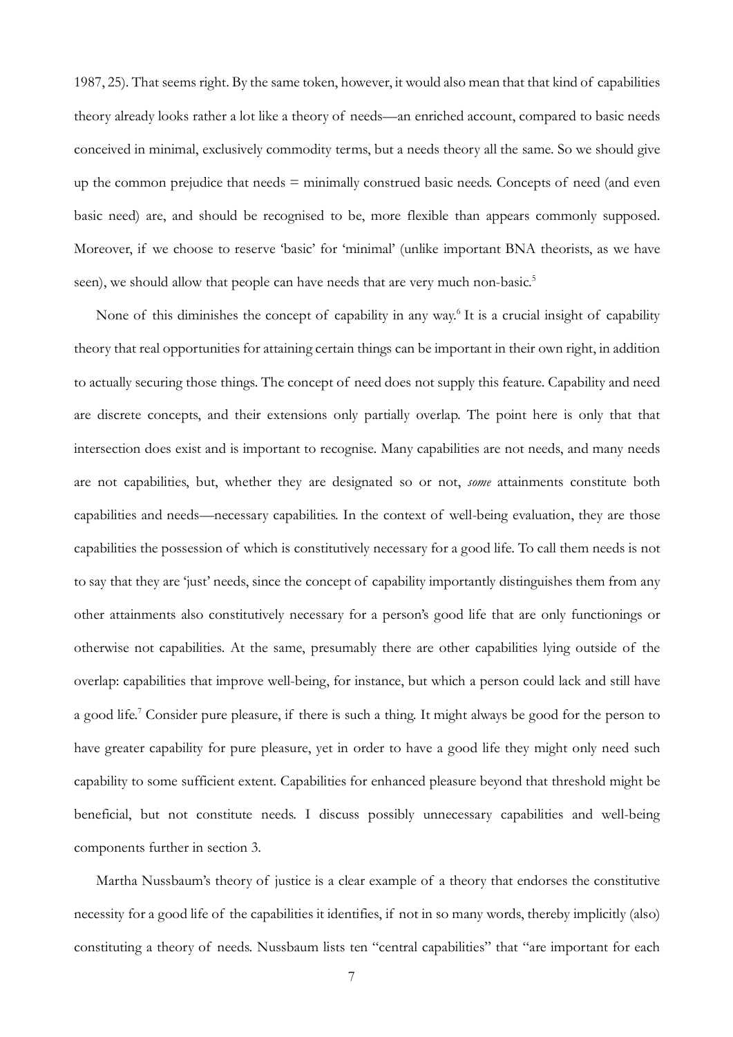1987, 25). That seems right. By the same token, however, it would also mean that that kind of capabilities theory already looks rather a lot like a theory of needs—an enriched account, compared to basic needs conceived in minimal, exclusively commodity terms, but a needs theory all the same. So we should give up the common prejudice that needs = minimally construed basic needs. Concepts of need (and even basic need) are, and should be recognised to be, more flexible than appears commonly supposed. Moreover, if we choose to reserve 'basic' for 'minimal' (unlike important BNA theorists, as we have seen), we should allow that people can have needs that are very much non-basic.[5]

None of this diminishes the concept of capability in any way.[6] It is a crucial insight of capability theory that real opportunities for attaining certain things can be important in their own right, in addition to actually securing those things. The concept of need does not supply this feature. Capability and need are discrete concepts, and their extensions only partially overlap. The point here is only that that intersection does exist and is important to recognise. Many capabilities are not needs, and many needs are not capabilities, but, whether they are designated so or not, *some* attainments constitute both capabilities and needs—necessary capabilities. In the context of well-being evaluation, they are those capabilities the possession of which is constitutively necessary for a good life. To call them needs is not to say that they are 'just' needs, since the concept of capability importantly distinguishes them from any other attainments also constitutively necessary for a person's good life that are only functionings or otherwise not capabilities. At the same, presumably there are other capabilities lying outside of the overlap: capabilities that improve well-being, for instance, but which a person could lack and still have a good life.[7] Consider pure pleasure, if there is such a thing. It might always be good for the person to have greater capability for pure pleasure, yet in order to have a good life they might only need such capability to some sufficient extent. Capabilities for enhanced pleasure beyond that threshold might be beneficial, but not constitute needs. I discuss possibly unnecessary capabilities and well-being components further in section 3.

Martha Nussbaum's theory of justice is a clear example of a theory that endorses the constitutive necessity for a good life of the capabilities it identifies, if not in so many words, thereby implicitly (also) constituting a theory of needs. Nussbaum lists ten "central capabilities" that "are important for each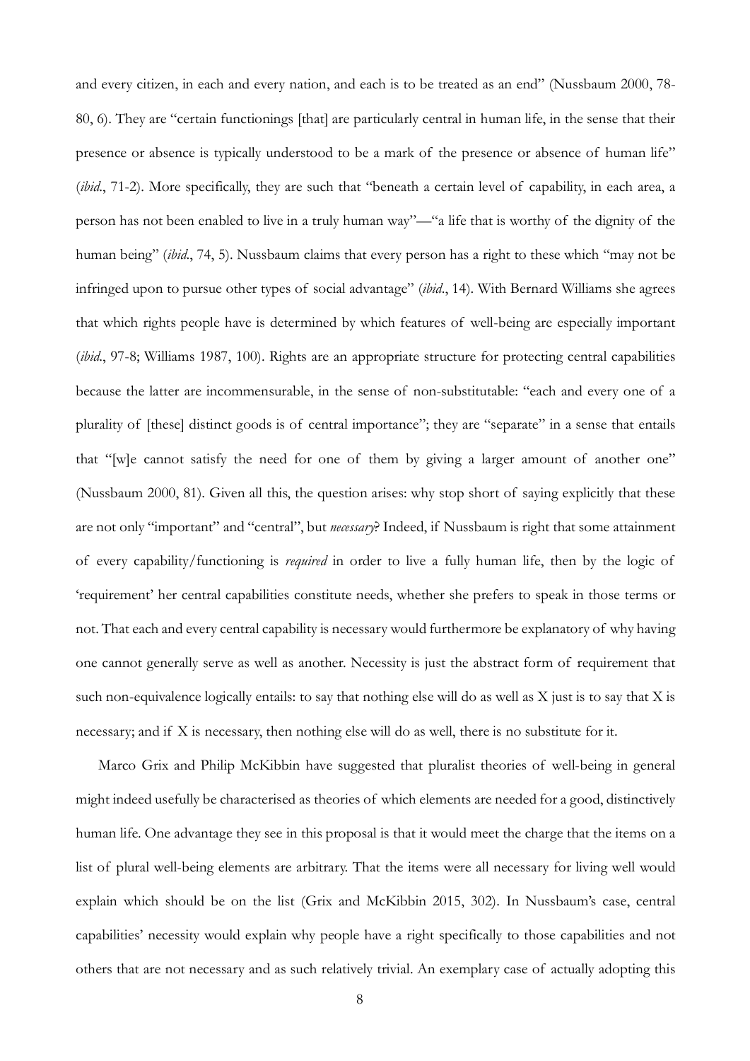and every citizen, in each and every nation, and each is to be treated as an end" (Nussbaum 2000, 78-80, 6). They are "certain functionings [that] are particularly central in human life, in the sense that their presence or absence is typically understood to be a mark of the presence or absence of human life" (*ibid*., 71-2). More specifically, they are such that "beneath a certain level of capability, in each area, a person has not been enabled to live in a truly human way"—"a life that is worthy of the dignity of the human being" (*ibid*., 74, 5). Nussbaum claims that every person has a right to these which "may not be infringed upon to pursue other types of social advantage" (*ibid*., 14). With Bernard Williams she agrees that which rights people have is determined by which features of well-being are especially important (*ibid*., 97-8; Williams 1987, 100). Rights are an appropriate structure for protecting central capabilities because the latter are incommensurable, in the sense of non-substitutable: "each and every one of a plurality of [these] distinct goods is of central importance"; they are "separate" in a sense that entails that "[w]e cannot satisfy the need for one of them by giving a larger amount of another one" (Nussbaum 2000, 81). Given all this, the question arises: why stop short of saying explicitly that these are not only "important" and "central", but *necessary*? Indeed, if Nussbaum is right that some attainment of every capability/functioning is *required* in order to live a fully human life, then by the logic of 'requirement' her central capabilities constitute needs, whether she prefers to speak in those terms or not. That each and every central capability is necessary would furthermore be explanatory of why having one cannot generally serve as well as another. Necessity is just the abstract form of requirement that such non-equivalence logically entails: to say that nothing else will do as well as X just is to say that X is necessary; and if X is necessary, then nothing else will do as well, there is no substitute for it.

Marco Grix and Philip McKibbin have suggested that pluralist theories of well-being in general might indeed usefully be characterised as theories of which elements are needed for a good, distinctively human life. One advantage they see in this proposal is that it would meet the charge that the items on a list of plural well-being elements are arbitrary. That the items were all necessary for living well would explain which should be on the list (Grix and McKibbin 2015, 302). In Nussbaum's case, central capabilities' necessity would explain why people have a right specifically to those capabilities and not others that are not necessary and as such relatively trivial. An exemplary case of actually adopting this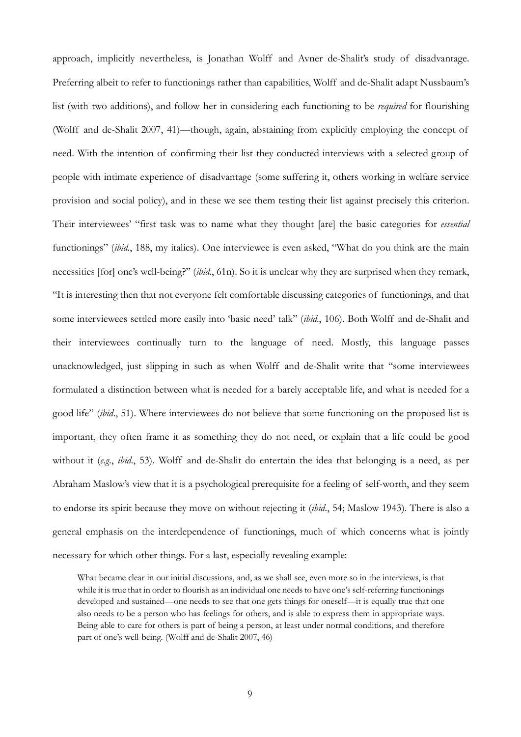approach, implicitly nevertheless, is Jonathan Wolff and Avner de-Shalit's study of disadvantage. Preferring albeit to refer to functionings rather than capabilities, Wolff and de-Shalit adapt Nussbaum's list (with two additions), and follow her in considering each functioning to be *required* for flourishing (Wolff and de-Shalit 2007, 41)—though, again, abstaining from explicitly employing the concept of need. With the intention of confirming their list they conducted interviews with a selected group of people with intimate experience of disadvantage (some suffering it, others working in welfare service provision and social policy), and in these we see them testing their list against precisely this criterion. Their interviewees' "first task was to name what they thought [are] the basic categories for *essential* functionings" (*ibid*., 188, my italics). One interviewee is even asked, "What do you think are the main necessities [for] one's well-being?" (*ibid*., 61n). So it is unclear why they are surprised when they remark, "It is interesting then that not everyone felt comfortable discussing categories of functionings, and that some interviewees settled more easily into 'basic need' talk" (*ibid*., 106). Both Wolff and de-Shalit and their interviewees continually turn to the language of need. Mostly, this language passes unacknowledged, just slipping in such as when Wolff and de-Shalit write that "some interviewees formulated a distinction between what is needed for a barely acceptable life, and what is needed for a good life" (*ibid*., 51). Where interviewees do not believe that some functioning on the proposed list is important, they often frame it as something they do not need, or explain that a life could be good without it (*e.g.*, *ibid*., 53). Wolff and de-Shalit do entertain the idea that belonging is a need, as per Abraham Maslow's view that it is a psychological prerequisite for a feeling of self-worth, and they seem to endorse its spirit because they move on without rejecting it (*ibid*., 54; Maslow 1943). There is also a general emphasis on the interdependence of functionings, much of which concerns what is jointly necessary for which other things. For a last, especially revealing example:

> What became clear in our initial discussions, and, as we shall see, even more so in the interviews, is that while it is true that in order to flourish as an individual one needs to have one's self-referring functionings developed and sustained—one needs to see that one gets things for oneself—it is equally true that one also needs to be a person who has feelings for others, and is able to express them in appropriate ways. Being able to care for others is part of being a person, at least under normal conditions, and therefore part of one's well-being. (Wolff and de-Shalit 2007, 46)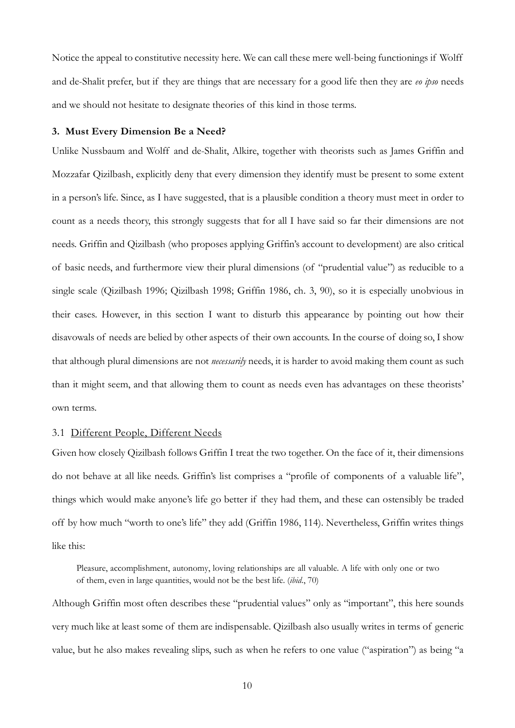Notice the appeal to constitutive necessity here. We can call these mere well-being functionings if Wolff and de-Shalit prefer, but if they are things that are necessary for a good life then they are *eo ipso* needs and we should not hesitate to designate theories of this kind in those terms.

### 3. Must Every Dimension Be a Need?

Unlike Nussbaum and Wolff and de-Shalit, Alkire, together with theorists such as James Griffin and Mozzafar Qizilbash, explicitly deny that every dimension they identify must be present to some extent in a person's life. Since, as I have suggested, that is a plausible condition a theory must meet in order to count as a needs theory, this strongly suggests that for all I have said so far their dimensions are not needs. Griffin and Qizilbash (who proposes applying Griffin's account to development) are also critical of basic needs, and furthermore view their plural dimensions (of "prudential value") as reducible to a single scale (Qizilbash 1996; Qizilbash 1998; Griffin 1986, ch. 3, 90), so it is especially unobvious in their cases. However, in this section I want to disturb this appearance by pointing out how their disavowals of needs are belied by other aspects of their own accounts. In the course of doing so, I show that although plural dimensions are not *necessarily* needs, it is harder to avoid making them count as such than it might seem, and that allowing them to count as needs even has advantages on these theorists' own terms.

#### 3.1 Different People, Different Needs

Given how closely Qizilbash follows Griffin I treat the two together. On the face of it, their dimensions do not behave at all like needs. Griffin's list comprises a "profile of components of a valuable life", things which would make anyone's life go better if they had them, and these can ostensibly be traded off by how much "worth to one's life" they add (Griffin 1986, 114). Nevertheless, Griffin writes things like this:

> Pleasure, accomplishment, autonomy, loving relationships are all valuable. A life with only one or two of them, even in large quantities, would not be the best life. (*ibid.*, 70)

Although Griffin most often describes these "prudential values" only as "important", this here sounds very much like at least some of them are indispensable. Qizilbash also usually writes in terms of generic value, but he also makes revealing slips, such as when he refers to one value ("aspiration") as being "a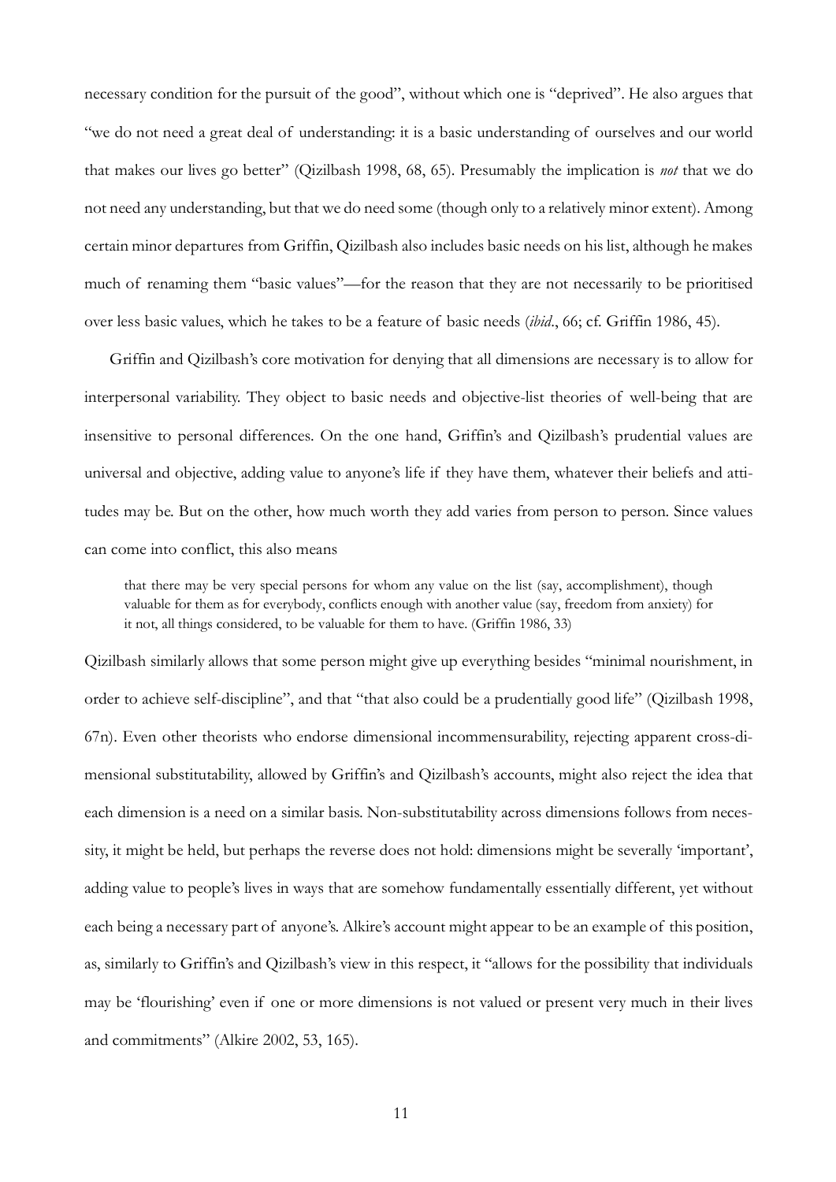necessary condition for the pursuit of the good", without which one is "deprived". He also argues that "we do not need a great deal of understanding: it is a basic understanding of ourselves and our world that makes our lives go better" (Qizilbash 1998, 68, 65). Presumably the implication is *not* that we do not need any understanding, but that we do need some (though only to a relatively minor extent). Among certain minor departures from Griffin, Qizilbash also includes basic needs on his list, although he makes much of renaming them "basic values"—for the reason that they are not necessarily to be prioritised over less basic values, which he takes to be a feature of basic needs (*ibid*., 66; cf. Griffin 1986, 45).

Griffin and Qizilbash's core motivation for denying that all dimensions are necessary is to allow for interpersonal variability. They object to basic needs and objective-list theories of well-being that are insensitive to personal differences. On the one hand, Griffin's and Qizilbash's prudential values are universal and objective, adding value to anyone's life if they have them, whatever their beliefs and attitudes may be. But on the other, how much worth they add varies from person to person. Since values can come into conflict, this also means

> that there may be very special persons for whom any value on the list (say, accomplishment), though valuable for them as for everybody, conflicts enough with another value (say, freedom from anxiety) for it not, all things considered, to be valuable for them to have. (Griffin 1986, 33)

Qizilbash similarly allows that some person might give up everything besides "minimal nourishment, in order to achieve self-discipline", and that "that also could be a prudentially good life" (Qizilbash 1998, 67n). Even other theorists who endorse dimensional incommensurability, rejecting apparent cross-dimensional substitutability, allowed by Griffin's and Qizilbash's accounts, might also reject the idea that each dimension is a need on a similar basis. Non-substitutability across dimensions follows from necessity, it might be held, but perhaps the reverse does not hold: dimensions might be severally 'important', adding value to people's lives in ways that are somehow fundamentally essentially different, yet without each being a necessary part of anyone's. Alkire's account might appear to be an example of this position, as, similarly to Griffin's and Qizilbash's view in this respect, it "allows for the possibility that individuals may be 'flourishing' even if one or more dimensions is not valued or present very much in their lives and commitments" (Alkire 2002, 53, 165).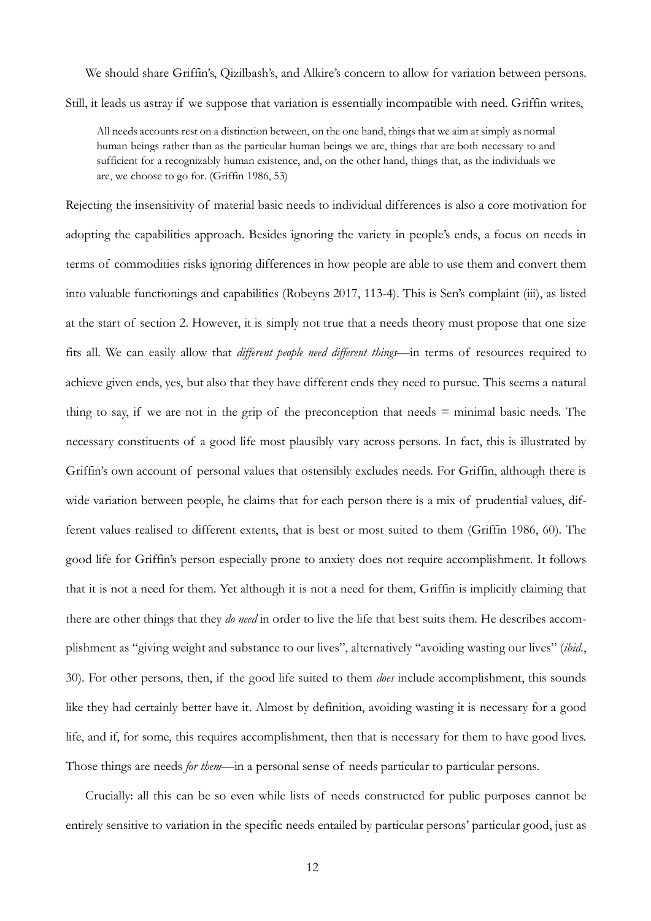We should share Griffin's, Qizilbash's, and Alkire's concern to allow for variation between persons. Still, it leads us astray if we suppose that variation is essentially incompatible with need. Griffin writes,

> All needs accounts rest on a distinction between, on the one hand, things that we aim at simply as normal human beings rather than as the particular human beings we are, things that are both necessary to and sufficient for a recognizably human existence, and, on the other hand, things that, as the individuals we are, we choose to go for. (Griffin 1986, 53)

Rejecting the insensitivity of material basic needs to individual differences is also a core motivation for adopting the capabilities approach. Besides ignoring the variety in people's ends, a focus on needs in terms of commodities risks ignoring differences in how people are able to use them and convert them into valuable functionings and capabilities (Robeyns 2017, 113-4). This is Sen's complaint (iii), as listed at the start of section 2. However, it is simply not true that a needs theory must propose that one size fits all. We can easily allow that *different people need different things*—in terms of resources required to achieve given ends, yes, but also that they have different ends they need to pursue. This seems a natural thing to say, if we are not in the grip of the preconception that needs = minimal basic needs. The necessary constituents of a good life most plausibly vary across persons. In fact, this is illustrated by Griffin's own account of personal values that ostensibly excludes needs. For Griffin, although there is wide variation between people, he claims that for each person there is a mix of prudential values, different values realised to different extents, that is best or most suited to them (Griffin 1986, 60). The good life for Griffin's person especially prone to anxiety does not require accomplishment. It follows that it is not a need for them. Yet although it is not a need for them, Griffin is implicitly claiming that there are other things that they *do need* in order to live the life that best suits them. He describes accomplishment as "giving weight and substance to our lives", alternatively "avoiding wasting our lives" (*ibid.*, 30). For other persons, then, if the good life suited to them *does* include accomplishment, this sounds like they had certainly better have it. Almost by definition, avoiding wasting it is necessary for a good life, and if, for some, this requires accomplishment, then that is necessary for them to have good lives. Those things are needs *for them*—in a personal sense of needs particular to particular persons.

Crucially: all this can be so even while lists of needs constructed for public purposes cannot be entirely sensitive to variation in the specific needs entailed by particular persons' particular good, just as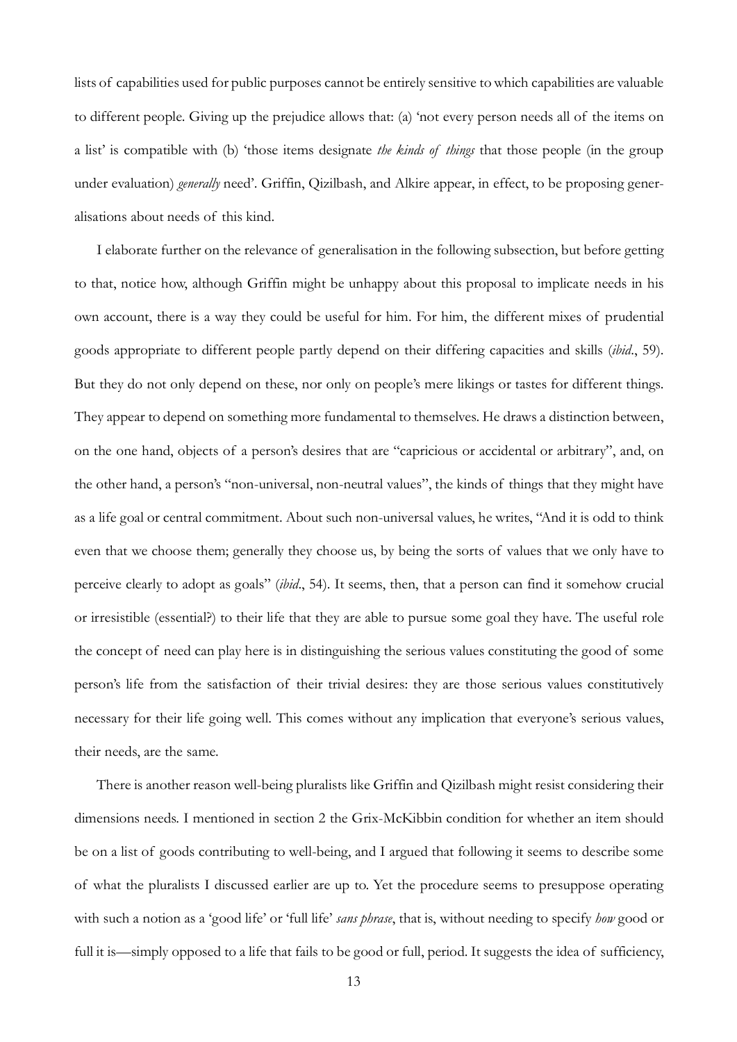lists of capabilities used for public purposes cannot be entirely sensitive to which capabilities are valuable to different people. Giving up the prejudice allows that: (a) 'not every person needs all of the items on a list' is compatible with (b) 'those items designate *the kinds of things* that those people (in the group under evaluation) *generally* need'. Griffin, Qizilbash, and Alkire appear, in effect, to be proposing generalisations about needs of this kind.

I elaborate further on the relevance of generalisation in the following subsection, but before getting to that, notice how, although Griffin might be unhappy about this proposal to implicate needs in his own account, there is a way they could be useful for him. For him, the different mixes of prudential goods appropriate to different people partly depend on their differing capacities and skills (*ibid*., 59). But they do not only depend on these, nor only on people's mere likings or tastes for different things. They appear to depend on something more fundamental to themselves. He draws a distinction between, on the one hand, objects of a person's desires that are "capricious or accidental or arbitrary", and, on the other hand, a person's "non-universal, non-neutral values", the kinds of things that they might have as a life goal or central commitment. About such non-universal values, he writes, "And it is odd to think even that we choose them; generally they choose us, by being the sorts of values that we only have to perceive clearly to adopt as goals" (*ibid*., 54). It seems, then, that a person can find it somehow crucial or irresistible (essential?) to their life that they are able to pursue some goal they have. The useful role the concept of need can play here is in distinguishing the serious values constituting the good of some person's life from the satisfaction of their trivial desires: they are those serious values constitutively necessary for their life going well. This comes without any implication that everyone's serious values, their needs, are the same.

There is another reason well-being pluralists like Griffin and Qizilbash might resist considering their dimensions needs. I mentioned in section 2 the Grix-McKibbin condition for whether an item should be on a list of goods contributing to well-being, and I argued that following it seems to describe some of what the pluralists I discussed earlier are up to. Yet the procedure seems to presuppose operating with such a notion as a 'good life' or 'full life' *sans phrase*, that is, without needing to specify *how* good or full it is—simply opposed to a life that fails to be good or full, period. It suggests the idea of sufficiency,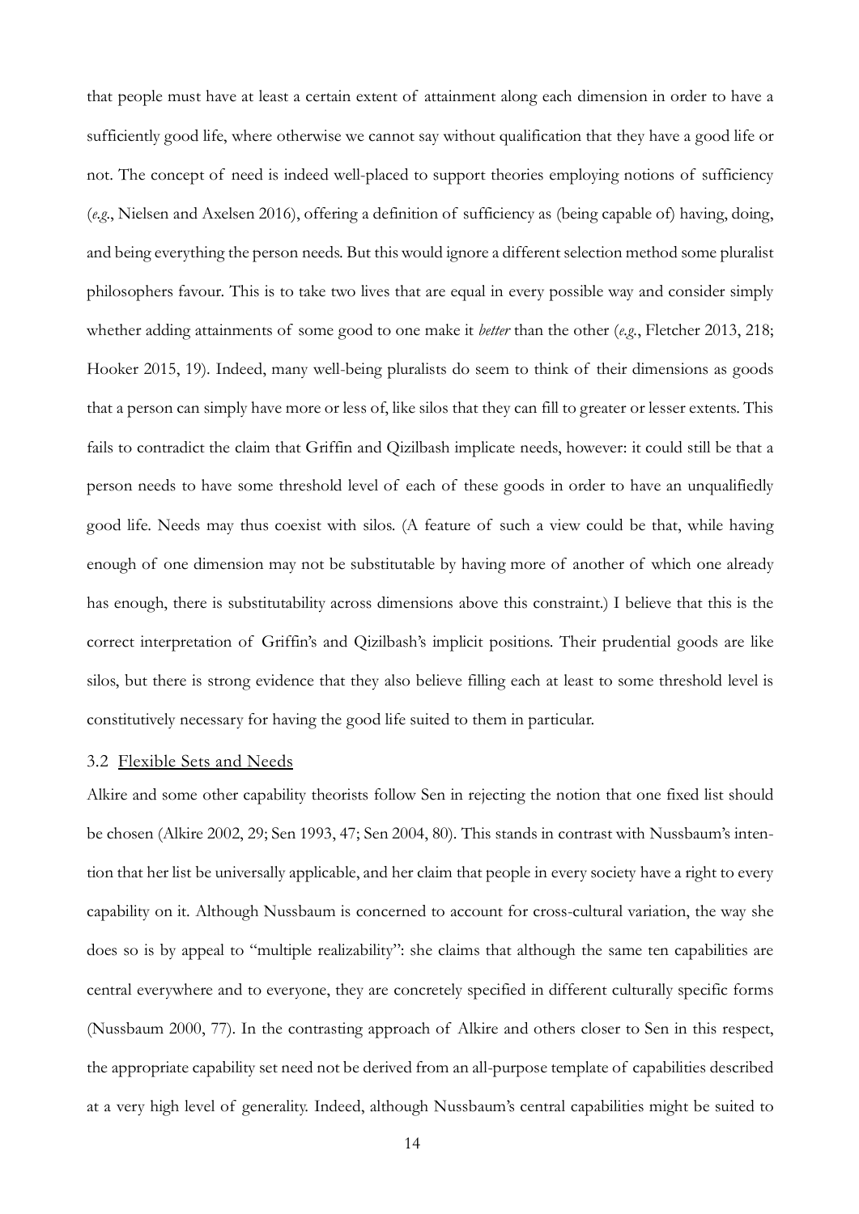that people must have at least a certain extent of attainment along each dimension in order to have a sufficiently good life, where otherwise we cannot say without qualification that they have a good life or not. The concept of need is indeed well-placed to support theories employing notions of sufficiency (*e.g.*, Nielsen and Axelsen 2016), offering a definition of sufficiency as (being capable of) having, doing, and being everything the person needs. But this would ignore a different selection method some pluralist philosophers favour. This is to take two lives that are equal in every possible way and consider simply whether adding attainments of some good to one make it *better* than the other (*e.g.*, Fletcher 2013, 218; Hooker 2015, 19). Indeed, many well-being pluralists do seem to think of their dimensions as goods that a person can simply have more or less of, like silos that they can fill to greater or lesser extents. This fails to contradict the claim that Griffin and Qizilbash implicate needs, however: it could still be that a person needs to have some threshold level of each of these goods in order to have an unqualifiedly good life. Needs may thus coexist with silos. (A feature of such a view could be that, while having enough of one dimension may not be substitutable by having more of another of which one already has enough, there is substitutability across dimensions above this constraint.) I believe that this is the correct interpretation of Griffin's and Qizilbash's implicit positions. Their prudential goods are like silos, but there is strong evidence that they also believe filling each at least to some threshold level is constitutively necessary for having the good life suited to them in particular.

### 3.2 Flexible Sets and Needs

Alkire and some other capability theorists follow Sen in rejecting the notion that one fixed list should be chosen (Alkire 2002, 29; Sen 1993, 47; Sen 2004, 80). This stands in contrast with Nussbaum's intention that her list be universally applicable, and her claim that people in every society have a right to every capability on it. Although Nussbaum is concerned to account for cross-cultural variation, the way she does so is by appeal to "multiple realizability": she claims that although the same ten capabilities are central everywhere and to everyone, they are concretely specified in different culturally specific forms (Nussbaum 2000, 77). In the contrasting approach of Alkire and others closer to Sen in this respect, the appropriate capability set need not be derived from an all-purpose template of capabilities described at a very high level of generality. Indeed, although Nussbaum's central capabilities might be suited to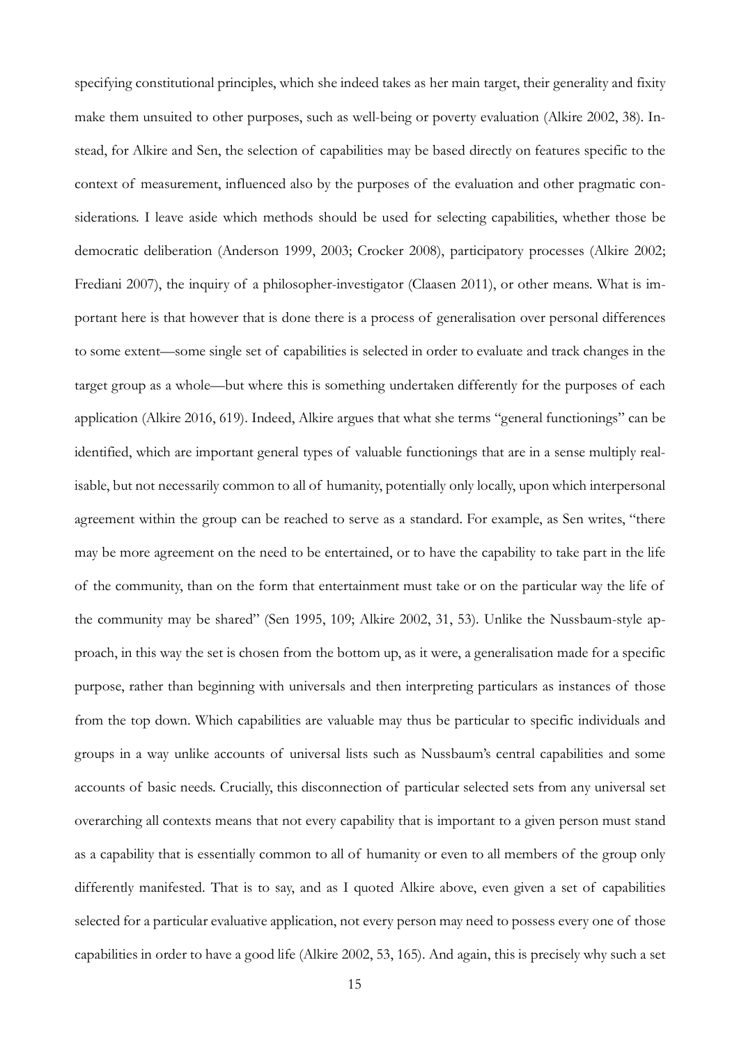specifying constitutional principles, which she indeed takes as her main target, their generality and fixity make them unsuited to other purposes, such as well-being or poverty evaluation (Alkire 2002, 38). Instead, for Alkire and Sen, the selection of capabilities may be based directly on features specific to the context of measurement, influenced also by the purposes of the evaluation and other pragmatic considerations. I leave aside which methods should be used for selecting capabilities, whether those be democratic deliberation (Anderson 1999, 2003; Crocker 2008), participatory processes (Alkire 2002; Frediani 2007), the inquiry of a philosopher-investigator (Claasen 2011), or other means. What is important here is that however that is done there is a process of generalisation over personal differences to some extent—some single set of capabilities is selected in order to evaluate and track changes in the target group as a whole—but where this is something undertaken differently for the purposes of each application (Alkire 2016, 619). Indeed, Alkire argues that what she terms "general functionings" can be identified, which are important general types of valuable functionings that are in a sense multiply realisable, but not necessarily common to all of humanity, potentially only locally, upon which interpersonal agreement within the group can be reached to serve as a standard. For example, as Sen writes, "there may be more agreement on the need to be entertained, or to have the capability to take part in the life of the community, than on the form that entertainment must take or on the particular way the life of the community may be shared" (Sen 1995, 109; Alkire 2002, 31, 53). Unlike the Nussbaum-style approach, in this way the set is chosen from the bottom up, as it were, a generalisation made for a specific purpose, rather than beginning with universals and then interpreting particulars as instances of those from the top down. Which capabilities are valuable may thus be particular to specific individuals and groups in a way unlike accounts of universal lists such as Nussbaum's central capabilities and some accounts of basic needs. Crucially, this disconnection of particular selected sets from any universal set overarching all contexts means that not every capability that is important to a given person must stand as a capability that is essentially common to all of humanity or even to all members of the group only differently manifested. That is to say, and as I quoted Alkire above, even given a set of capabilities selected for a particular evaluative application, not every person may need to possess every one of those capabilities in order to have a good life (Alkire 2002, 53, 165). And again, this is precisely why such a set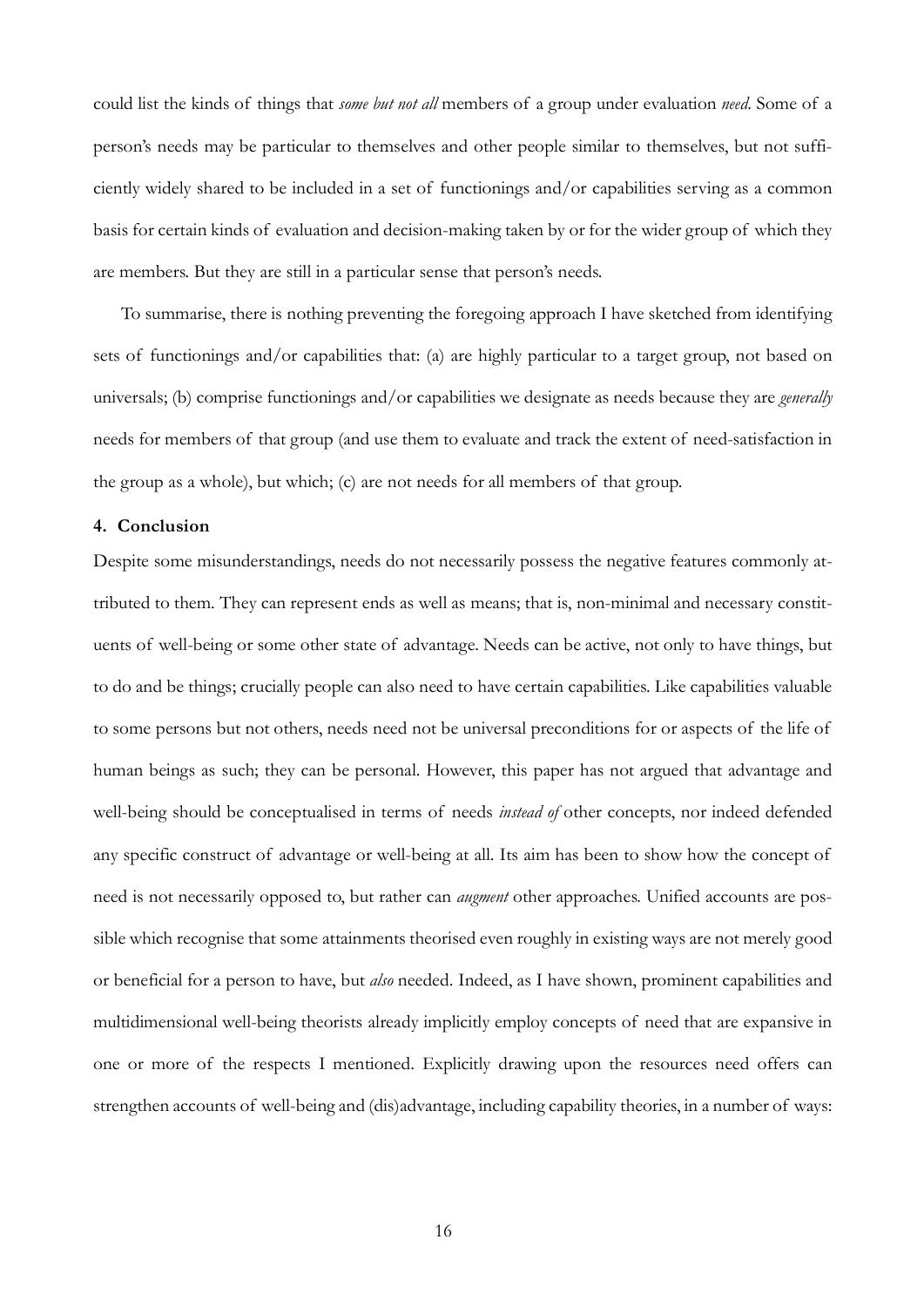could list the kinds of things that *some but not all* members of a group under evaluation *need*. Some of a person's needs may be particular to themselves and other people similar to themselves, but not sufficiently widely shared to be included in a set of functionings and/or capabilities serving as a common basis for certain kinds of evaluation and decision-making taken by or for the wider group of which they are members. But they are still in a particular sense that person's needs.

To summarise, there is nothing preventing the foregoing approach I have sketched from identifying sets of functionings and/or capabilities that: (a) are highly particular to a target group, not based on universals; (b) comprise functionings and/or capabilities we designate as needs because they are *generally* needs for members of that group (and use them to evaluate and track the extent of need-satisfaction in the group as a whole), but which; (c) are not needs for all members of that group.

#### 4. Conclusion

Despite some misunderstandings, needs do not necessarily possess the negative features commonly attributed to them. They can represent ends as well as means; that is, non-minimal and necessary constituents of well-being or some other state of advantage. Needs can be active, not only to have things, but to do and be things; crucially people can also need to have certain capabilities. Like capabilities valuable to some persons but not others, needs need not be universal preconditions for or aspects of the life of human beings as such; they can be personal. However, this paper has not argued that advantage and well-being should be conceptualised in terms of needs *instead of* other concepts, nor indeed defended any specific construct of advantage or well-being at all. Its aim has been to show how the concept of need is not necessarily opposed to, but rather can *augment* other approaches. Unified accounts are possible which recognise that some attainments theorised even roughly in existing ways are not merely good or beneficial for a person to have, but *also* needed. Indeed, as I have shown, prominent capabilities and multidimensional well-being theorists already implicitly employ concepts of need that are expansive in one or more of the respects I mentioned. Explicitly drawing upon the resources need offers can strengthen accounts of well-being and (dis)advantage, including capability theories, in a number of ways: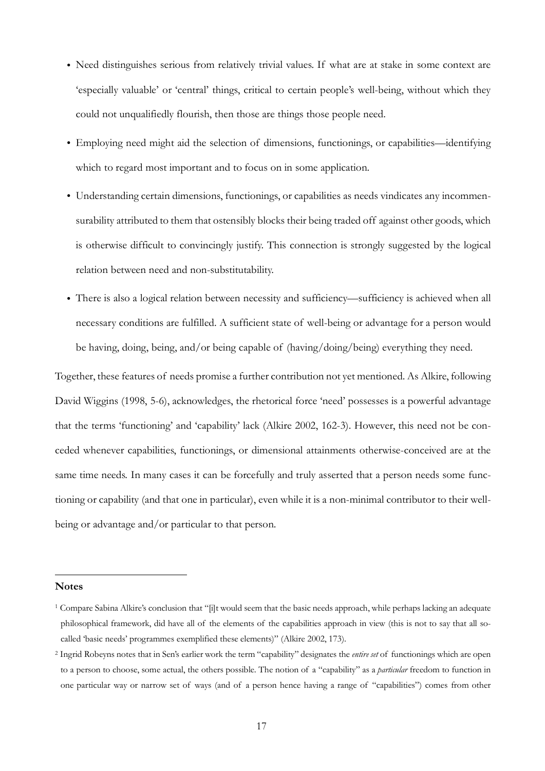- Need distinguishes serious from relatively trivial values. If what are at stake in some context are 'especially valuable' or 'central' things, critical to certain people's well-being, without which they could not unqualifiedly flourish, then those are things those people need.
- Employing need might aid the selection of dimensions, functionings, or capabilities—identifying which to regard most important and to focus on in some application.
- Understanding certain dimensions, functionings, or capabilities as needs vindicates any incommensurability attributed to them that ostensibly blocks their being traded off against other goods, which is otherwise difficult to convincingly justify. This connection is strongly suggested by the logical relation between need and non-substitutability.
- There is also a logical relation between necessity and sufficiency—sufficiency is achieved when all necessary conditions are fulfilled. A sufficient state of well-being or advantage for a person would be having, doing, being, and/or being capable of (having/doing/being) everything they need.

Together, these features of needs promise a further contribution not yet mentioned. As Alkire, following David Wiggins (1998, 5-6), acknowledges, the rhetorical force 'need' possesses is a powerful advantage that the terms 'functioning' and 'capability' lack (Alkire 2002, 162-3). However, this need not be conceded whenever capabilities, functionings, or dimensional attainments otherwise-conceived are at the same time needs. In many cases it can be forcefully and truly asserted that a person needs some functioning or capability (and that one in particular), even while it is a non-minimal contributor to their well-being or advantage and/or particular to that person.

## Notes

[1] Compare Sabina Alkire's conclusion that "[i]t would seem that the basic needs approach, while perhaps lacking an adequate philosophical framework, did have all of the elements of the capabilities approach in view (this is not to say that all so-called 'basic needs' programmes exemplified these elements)" (Alkire 2002, 173).

[2] Ingrid Robeyns notes that in Sen's earlier work the term "capability" designates the *entire set* of functionings which are open to a person to choose, some actual, the others possible. The notion of a "capability" as a *particular* freedom to function in one particular way or narrow set of ways (and of a person hence having a range of "capabilities") comes from other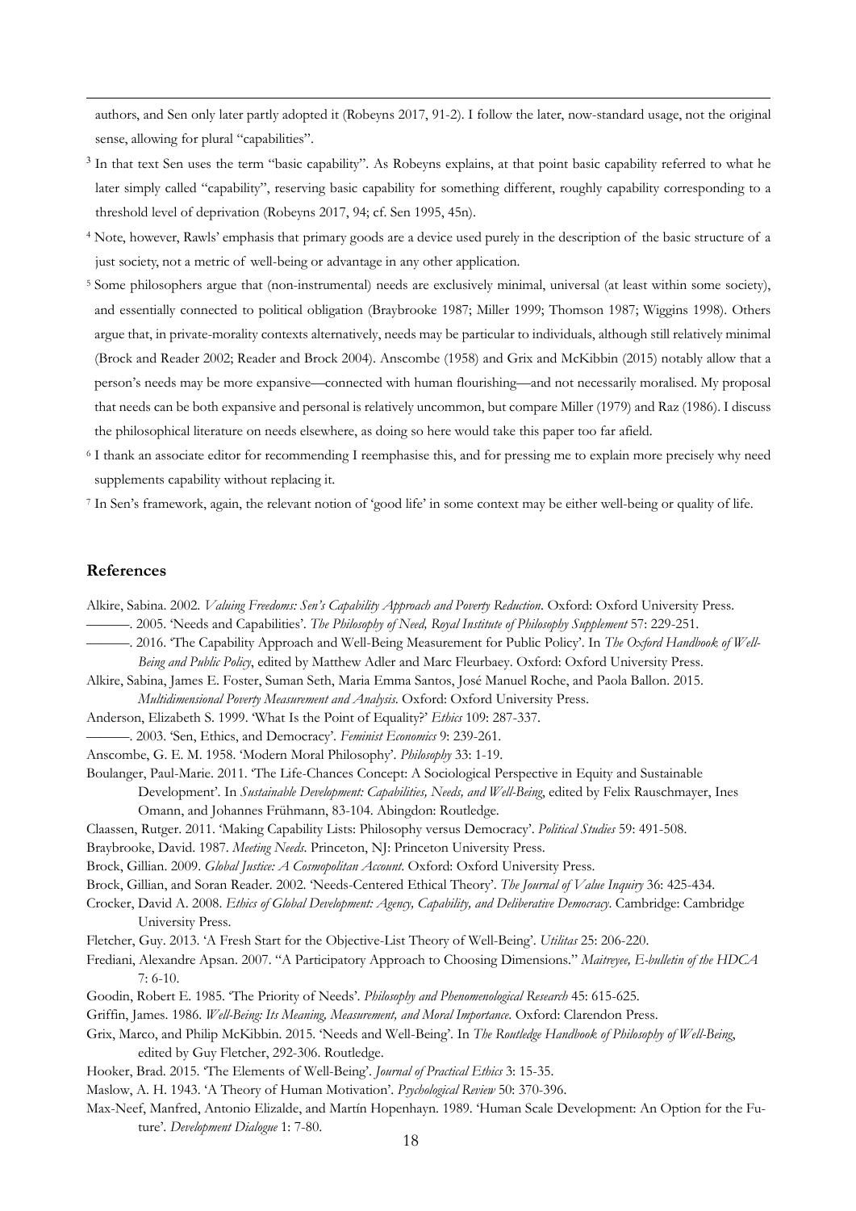authors, and Sen only later partly adopted it (Robeyns 2017, 91-2). I follow the later, now-standard usage, not the original sense, allowing for plural "capabilities".

[3] In that text Sen uses the term "basic capability". As Robeyns explains, at that point basic capability referred to what he later simply called "capability", reserving basic capability for something different, roughly capability corresponding to a threshold level of deprivation (Robeyns 2017, 94; cf. Sen 1995, 45n).

[4] Note, however, Rawls' emphasis that primary goods are a device used purely in the description of the basic structure of a just society, not a metric of well-being or advantage in any other application.

[5] Some philosophers argue that (non-instrumental) needs are exclusively minimal, universal (at least within some society), and essentially connected to political obligation (Braybrooke 1987; Miller 1999; Thomson 1987; Wiggins 1998). Others argue that, in private-morality contexts alternatively, needs may be particular to individuals, although still relatively minimal (Brock and Reader 2002; Reader and Brock 2004). Anscombe (1958) and Grix and McKibbin (2015) notably allow that a person's needs may be more expansive—connected with human flourishing—and not necessarily moralised. My proposal that needs can be both expansive and personal is relatively uncommon, but compare Miller (1979) and Raz (1986). I discuss the philosophical literature on needs elsewhere, as doing so here would take this paper too far afield.

[6] I thank an associate editor for recommending I reemphasise this, and for pressing me to explain more precisely why need supplements capability without replacing it.

[7] In Sen's framework, again, the relevant notion of 'good life' in some context may be either well-being or quality of life.

## References

Alkire, Sabina. 2002. *Valuing Freedoms: Sen's Capability Approach and Poverty Reduction*. Oxford: Oxford University Press.

———. 2005. 'Needs and Capabilities'. *The Philosophy of Need, Royal Institute of Philosophy Supplement* 57: 229-251.

———. 2016. 'The Capability Approach and Well-Being Measurement for Public Policy'. In *The Oxford Handbook of Well-Being and Public Policy*, edited by Matthew Adler and Marc Fleurbaey. Oxford: Oxford University Press.

Alkire, Sabina, James E. Foster, Suman Seth, Maria Emma Santos, José Manuel Roche, and Paola Ballon. 2015. *Multidimensional Poverty Measurement and Analysis*. Oxford: Oxford University Press.

Anderson, Elizabeth S. 1999. 'What Is the Point of Equality?' *Ethics* 109: 287-337.

———. 2003. 'Sen, Ethics, and Democracy'. *Feminist Economics* 9: 239-261.

Anscombe, G. E. M. 1958. 'Modern Moral Philosophy'. *Philosophy* 33: 1-19.

Boulanger, Paul-Marie. 2011. 'The Life-Chances Concept: A Sociological Perspective in Equity and Sustainable Development'. In *Sustainable Development: Capabilities, Needs, and Well-Being*, edited by Felix Rauschmayer, Ines Omann, and Johannes Frühmann, 83-104. Abingdon: Routledge.

Claassen, Rutger. 2011. 'Making Capability Lists: Philosophy versus Democracy'. *Political Studies* 59: 491-508.

Braybrooke, David. 1987. *Meeting Needs*. Princeton, NJ: Princeton University Press.

Brock, Gillian. 2009. *Global Justice: A Cosmopolitan Account*. Oxford: Oxford University Press.

Brock, Gillian, and Soran Reader. 2002. 'Needs-Centered Ethical Theory'. *The Journal of Value Inquiry* 36: 425-434.

Crocker, David A. 2008. *Ethics of Global Development: Agency, Capability, and Deliberative Democracy*. Cambridge: Cambridge University Press.

Fletcher, Guy. 2013. 'A Fresh Start for the Objective-List Theory of Well-Being'. *Utilitas* 25: 206-220.

Frediani, Alexandre Apsan. 2007. "A Participatory Approach to Choosing Dimensions." *Maitreyee, E-bulletin of the HDCA* 7: 6-10.

Goodin, Robert E. 1985. 'The Priority of Needs'. *Philosophy and Phenomenological Research* 45: 615-625.

Griffin, James. 1986. *Well-Being: Its Meaning, Measurement, and Moral Importance*. Oxford: Clarendon Press.

Grix, Marco, and Philip McKibbin. 2015. 'Needs and Well-Being'. In *The Routledge Handbook of Philosophy of Well-Being*, edited by Guy Fletcher, 292-306. Routledge.

Hooker, Brad. 2015. 'The Elements of Well-Being'. *Journal of Practical Ethics* 3: 15-35.

Maslow, A. H. 1943. 'A Theory of Human Motivation'. *Psychological Review* 50: 370-396.

Max-Neef, Manfred, Antonio Elizalde, and Martín Hopenhayn. 1989. 'Human Scale Development: An Option for the Future'. *Development Dialogue* 1: 7-80.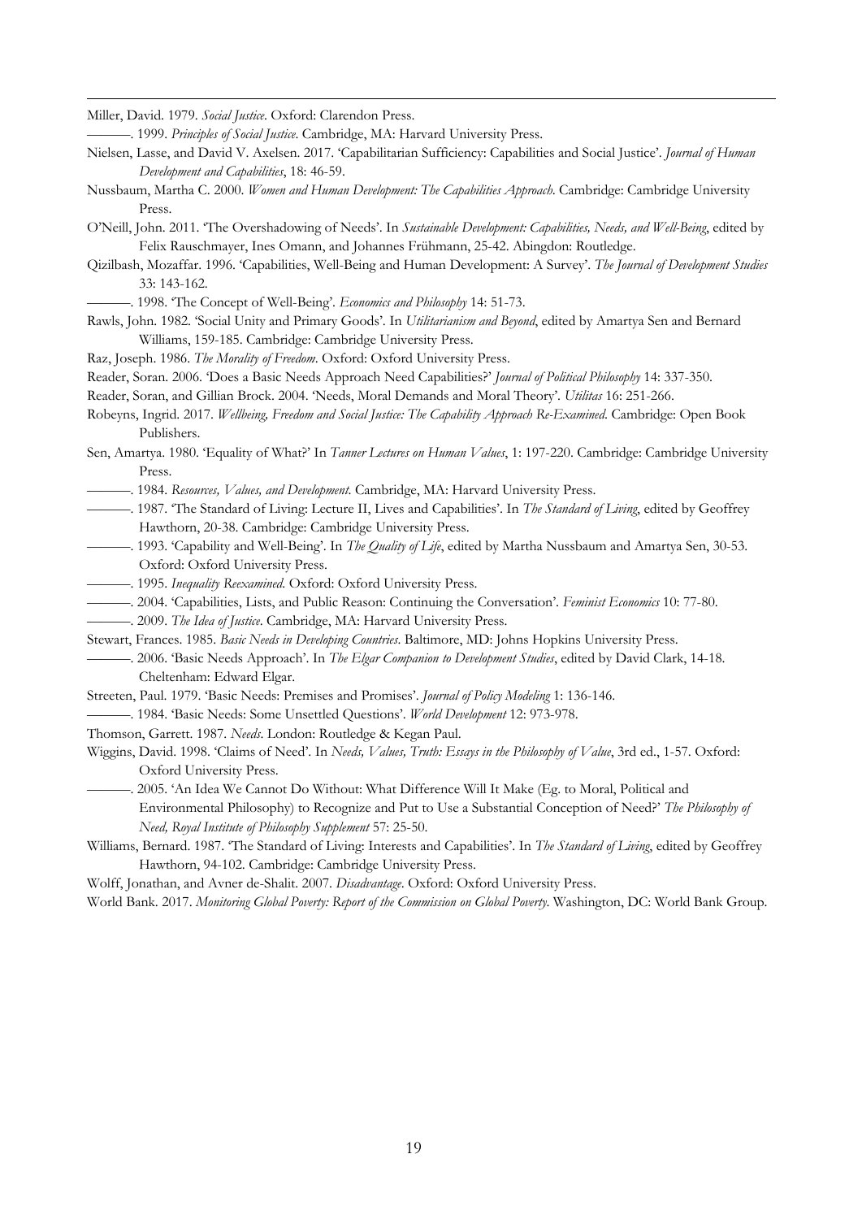Miller, David. 1979. *Social Justice*. Oxford: Clarendon Press.

———. 1999. *Principles of Social Justice*. Cambridge, MA: Harvard University Press.

Nielsen, Lasse, and David V. Axelsen. 2017. 'Capabilitarian Sufficiency: Capabilities and Social Justice'. *Journal of Human Development and Capabilities*, 18: 46-59.

Nussbaum, Martha C. 2000. *Women and Human Development: The Capabilities Approach*. Cambridge: Cambridge University Press.

O'Neill, John. 2011. 'The Overshadowing of Needs'. In *Sustainable Development: Capabilities, Needs, and Well-Being*, edited by Felix Rauschmayer, Ines Omann, and Johannes Frühmann, 25-42. Abingdon: Routledge.

Qizilbash, Mozaffar. 1996. 'Capabilities, Well-Being and Human Development: A Survey'. *The Journal of Development Studies* 33: 143-162.

———. 1998. 'The Concept of Well-Being'. *Economics and Philosophy* 14: 51-73.

Rawls, John. 1982. 'Social Unity and Primary Goods'. In *Utilitarianism and Beyond*, edited by Amartya Sen and Bernard Williams, 159-185. Cambridge: Cambridge University Press.

Raz, Joseph. 1986. *The Morality of Freedom*. Oxford: Oxford University Press.

Reader, Soran. 2006. 'Does a Basic Needs Approach Need Capabilities?' *Journal of Political Philosophy* 14: 337-350.

Reader, Soran, and Gillian Brock. 2004. 'Needs, Moral Demands and Moral Theory'. *Utilitas* 16: 251-266.

Robeyns, Ingrid. 2017. *Wellbeing, Freedom and Social Justice: The Capability Approach Re-Examined*. Cambridge: Open Book Publishers.

Sen, Amartya. 1980. 'Equality of What?' In *Tanner Lectures on Human Values*, 1: 197-220. Cambridge: Cambridge University Press.

———. 1984. *Resources, Values, and Development*. Cambridge, MA: Harvard University Press.

———. 1987. 'The Standard of Living: Lecture II, Lives and Capabilities'. In *The Standard of Living*, edited by Geoffrey Hawthorn, 20-38. Cambridge: Cambridge University Press.

———. 1993. 'Capability and Well-Being'. In *The Quality of Life*, edited by Martha Nussbaum and Amartya Sen, 30-53. Oxford: Oxford University Press.

———. 1995. *Inequality Reexamined*. Oxford: Oxford University Press.

———. 2004. 'Capabilities, Lists, and Public Reason: Continuing the Conversation'. *Feminist Economics* 10: 77-80.

———. 2009. *The Idea of Justice*. Cambridge, MA: Harvard University Press.

Stewart, Frances. 1985. *Basic Needs in Developing Countries*. Baltimore, MD: Johns Hopkins University Press.

———. 2006. 'Basic Needs Approach'. In *The Elgar Companion to Development Studies*, edited by David Clark, 14-18. Cheltenham: Edward Elgar.

Streeten, Paul. 1979. 'Basic Needs: Premises and Promises'. *Journal of Policy Modeling* 1: 136-146.

———. 1984. 'Basic Needs: Some Unsettled Questions'. *World Development* 12: 973-978.

Thomson, Garrett. 1987. *Needs*. London: Routledge & Kegan Paul.

Wiggins, David. 1998. 'Claims of Need'. In *Needs, Values, Truth: Essays in the Philosophy of Value*, 3rd ed., 1-57. Oxford: Oxford University Press.

———. 2005. 'An Idea We Cannot Do Without: What Difference Will It Make (Eg. to Moral, Political and Environmental Philosophy) to Recognize and Put to Use a Substantial Conception of Need?' *The Philosophy of Need, Royal Institute of Philosophy Supplement* 57: 25-50.

Williams, Bernard. 1987. 'The Standard of Living: Interests and Capabilities'. In *The Standard of Living*, edited by Geoffrey Hawthorn, 94-102. Cambridge: Cambridge University Press.

Wolff, Jonathan, and Avner de-Shalit. 2007. *Disadvantage*. Oxford: Oxford University Press.

World Bank. 2017. *Monitoring Global Poverty: Report of the Commission on Global Poverty*. Washington, DC: World Bank Group.